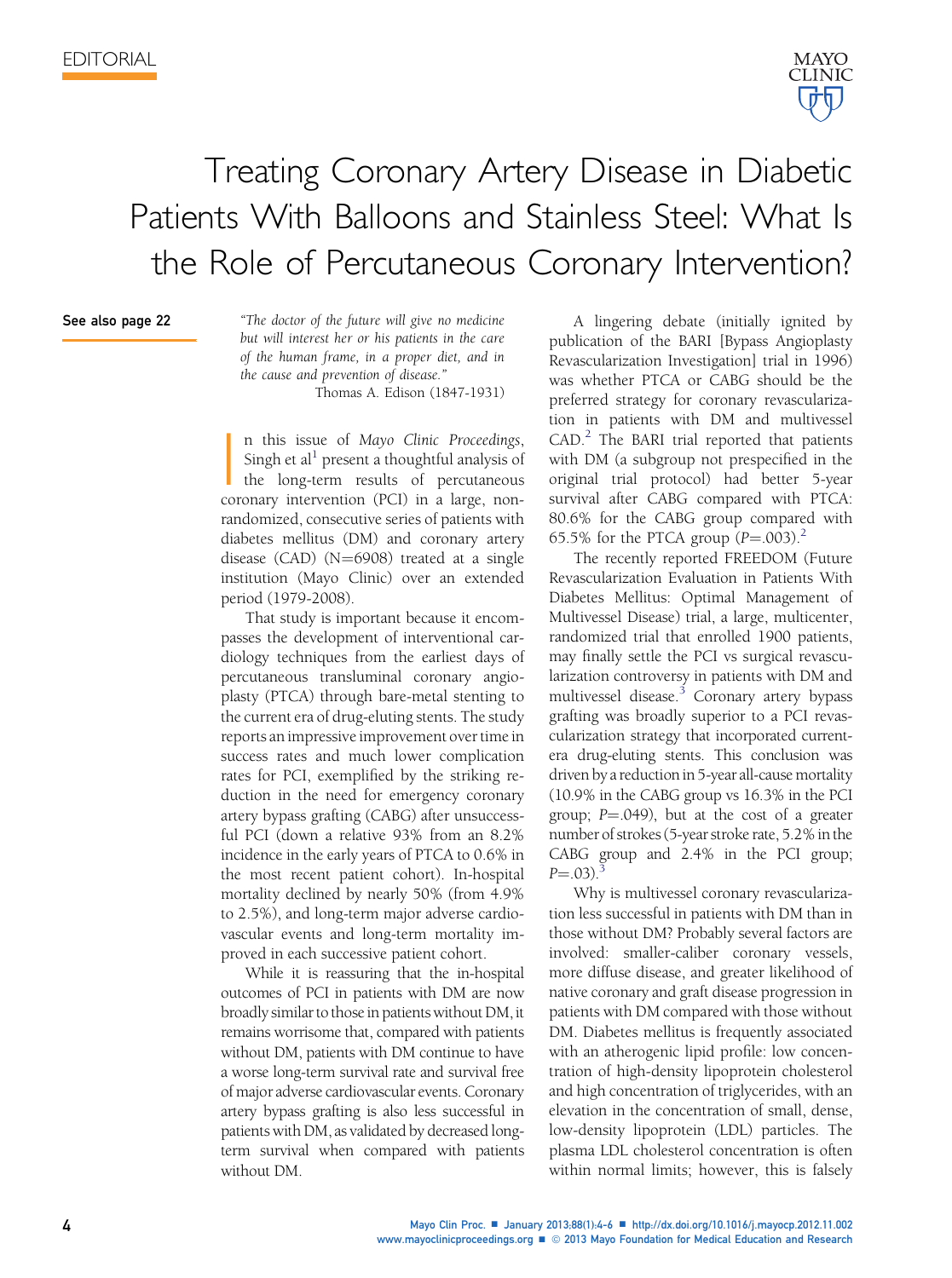EDITORIAL

# Treating Coronary Artery Disease in Diabetic Patients With Balloons and Stainless Steel: What Is the Role of Percutaneous Coronary Intervention?

See also page 22

> *"The doctor of the future will give no medicine but will interest her or his patients in the care of the human frame, in a proper diet, and in the cause and prevention of disease."*
>
> Thomas A. Edison (1847-1931)

In this issue of *Mayo Clinic Proceedings*, Singh et al[1] present a thoughtful analysis of the long-term results of percutaneous coronary intervention (PCI) in a large, nonrandomized, consecutive series of patients with diabetes mellitus (DM) and coronary artery disease (CAD) (N=6908) treated at a single institution (Mayo Clinic) over an extended period (1979-2008).

That study is important because it encompasses the development of interventional cardiology techniques from the earliest days of percutaneous transluminal coronary angioplasty (PTCA) through bare-metal stenting to the current era of drug-eluting stents. The study reports an impressive improvement over time in success rates and much lower complication rates for PCI, exemplified by the striking reduction in the need for emergency coronary artery bypass grafting (CABG) after unsuccessful PCI (down a relative 93% from an 8.2% incidence in the early years of PTCA to 0.6% in the most recent patient cohort). In-hospital mortality declined by nearly 50% (from 4.9% to 2.5%), and long-term major adverse cardiovascular events and long-term mortality improved in each successive patient cohort.

While it is reassuring that the in-hospital outcomes of PCI in patients with DM are now broadly similar to those in patients without DM, it remains worrisome that, compared with patients without DM, patients with DM continue to have a worse long-term survival rate and survival free of major adverse cardiovascular events. Coronary artery bypass grafting is also less successful in patients with DM, as validated by decreased long-term survival when compared with patients without DM.

A lingering debate (initially ignited by publication of the BARI [Bypass Angioplasty Revascularization Investigation] trial in 1996) was whether PTCA or CABG should be the preferred strategy for coronary revascularization in patients with DM and multivessel CAD.[2] The BARI trial reported that patients with DM (a subgroup not prespecified in the original trial protocol) had better 5-year survival after CABG compared with PTCA: 80.6% for the CABG group compared with 65.5% for the PTCA group ($P$=.003).[2]

The recently reported FREEDOM (Future Revascularization Evaluation in Patients With Diabetes Mellitus: Optimal Management of Multivessel Disease) trial, a large, multicenter, randomized trial that enrolled 1900 patients, may finally settle the PCI vs surgical revascularization controversy in patients with DM and multivessel disease.[3] Coronary artery bypass grafting was broadly superior to a PCI revascularization strategy that incorporated current-era drug-eluting stents. This conclusion was driven by a reduction in 5-year all-cause mortality (10.9% in the CABG group vs 16.3% in the PCI group; $P$=.049), but at the cost of a greater number of strokes (5-year stroke rate, 5.2% in the CABG group and 2.4% in the PCI group; $P$=.03).[3]

Why is multivessel coronary revascularization less successful in patients with DM than in those without DM? Probably several factors are involved: smaller-caliber coronary vessels, more diffuse disease, and greater likelihood of native coronary and graft disease progression in patients with DM compared with those without DM. Diabetes mellitus is frequently associated with an atherogenic lipid profile: low concentration of high-density lipoprotein cholesterol and high concentration of triglycerides, with an elevation in the concentration of small, dense, low-density lipoprotein (LDL) particles. The plasma LDL cholesterol concentration is often within normal limits; however, this is falsely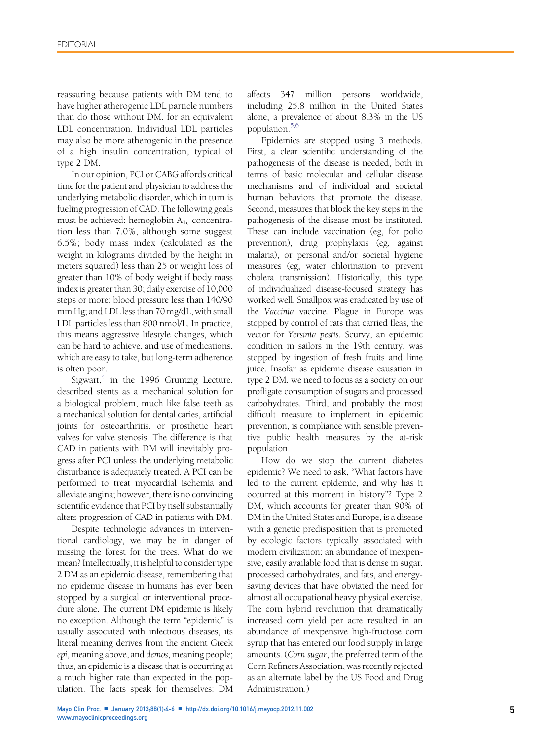reassuring because patients with DM tend to have higher atherogenic LDL particle numbers than do those without DM, for an equivalent LDL concentration. Individual LDL particles may also be more atherogenic in the presence of a high insulin concentration, typical of type 2 DM.

In our opinion, PCI or CABG affords critical time for the patient and physician to address the underlying metabolic disorder, which in turn is fueling progression of CAD. The following goals must be achieved: hemoglobin $A_{1c}$ concentration less than 7.0%, although some suggest 6.5%; body mass index (calculated as the weight in kilograms divided by the height in meters squared) less than 25 or weight loss of greater than 10% of body weight if body mass index is greater than 30; daily exercise of 10,000 steps or more; blood pressure less than 140/90 mm Hg; and LDL less than 70 mg/dL, with small LDL particles less than 800 nmol/L. In practice, this means aggressive lifestyle changes, which can be hard to achieve, and use of medications, which are easy to take, but long-term adherence is often poor.

Sigwart,[4] in the 1996 Gruntzig Lecture, described stents as a mechanical solution for a biological problem, much like false teeth as a mechanical solution for dental caries, artificial joints for osteoarthritis, or prosthetic heart valves for valve stenosis. The difference is that CAD in patients with DM will inevitably progress after PCI unless the underlying metabolic disturbance is adequately treated. A PCI can be performed to treat myocardial ischemia and alleviate angina; however, there is no convincing scientific evidence that PCI by itself substantially alters progression of CAD in patients with DM.

Despite technologic advances in interventional cardiology, we may be in danger of missing the forest for the trees. What do we mean? Intellectually, it is helpful to consider type 2 DM as an epidemic disease, remembering that no epidemic disease in humans has ever been stopped by a surgical or interventional procedure alone. The current DM epidemic is likely no exception. Although the term "epidemic" is usually associated with infectious diseases, its literal meaning derives from the ancient Greek *epi*, meaning above, and *demos*, meaning people; thus, an epidemic is a disease that is occurring at a much higher rate than expected in the population. The facts speak for themselves: DM affects 347 million persons worldwide, including 25.8 million in the United States alone, a prevalence of about 8.3% in the US population.[5,6]

Epidemics are stopped using 3 methods. First, a clear scientific understanding of the pathogenesis of the disease is needed, both in terms of basic molecular and cellular disease mechanisms and of individual and societal human behaviors that promote the disease. Second, measures that block the key steps in the pathogenesis of the disease must be instituted. These can include vaccination (eg, for polio prevention), drug prophylaxis (eg, against malaria), or personal and/or societal hygiene measures (eg, water chlorination to prevent cholera transmission). Historically, this type of individualized disease-focused strategy has worked well. Smallpox was eradicated by use of the *Vaccinia* vaccine. Plague in Europe was stopped by control of rats that carried fleas, the vector for *Yersinia pestis*. Scurvy, an epidemic condition in sailors in the 19th century, was stopped by ingestion of fresh fruits and lime juice. Insofar as epidemic disease causation in type 2 DM, we need to focus as a society on our profligate consumption of sugars and processed carbohydrates. Third, and probably the most difficult measure to implement in epidemic prevention, is compliance with sensible preventive public health measures by the at-risk population.

How do we stop the current diabetes epidemic? We need to ask, "What factors have led to the current epidemic, and why has it occurred at this moment in history"? Type 2 DM, which accounts for greater than 90% of DM in the United States and Europe, is a disease with a genetic predisposition that is promoted by ecologic factors typically associated with modern civilization: an abundance of inexpensive, easily available food that is dense in sugar, processed carbohydrates, and fats, and energy-saving devices that have obviated the need for almost all occupational heavy physical exercise. The corn hybrid revolution that dramatically increased corn yield per acre resulted in an abundance of inexpensive high-fructose corn syrup that has entered our food supply in large amounts. (*Corn sugar*, the preferred term of the Corn Refiners Association, was recently rejected as an alternate label by the US Food and Drug Administration.)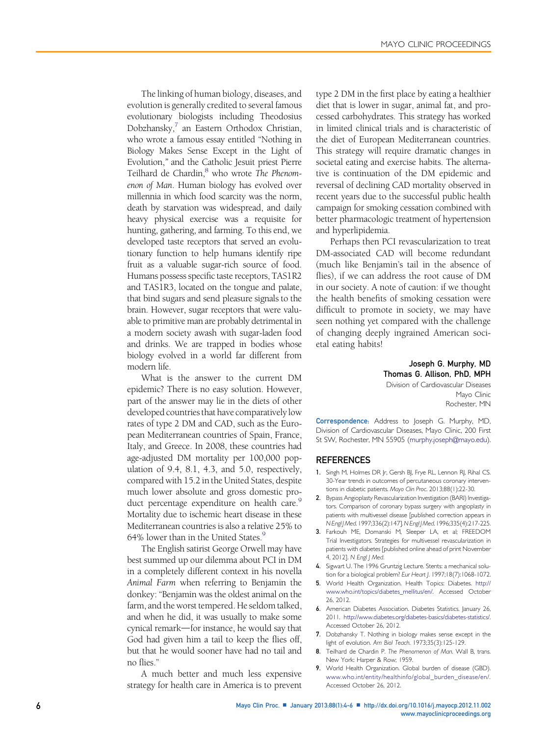The linking of human biology, diseases, and evolution is generally credited to several famous evolutionary biologists including Theodosius Dobzhansky,[7] an Eastern Orthodox Christian, who wrote a famous essay entitled "Nothing in Biology Makes Sense Except in the Light of Evolution," and the Catholic Jesuit priest Pierre Teilhard de Chardin,[8] who wrote *The Phenomenon of Man*. Human biology has evolved over millennia in which food scarcity was the norm, death by starvation was widespread, and daily heavy physical exercise was a requisite for hunting, gathering, and farming. To this end, we developed taste receptors that served an evolutionary function to help humans identify ripe fruit as a valuable sugar-rich source of food. Humans possess specific taste receptors, TAS1R2 and TAS1R3, located on the tongue and palate, that bind sugars and send pleasure signals to the brain. However, sugar receptors that were valuable to primitive man are probably detrimental in a modern society awash with sugar-laden food and drinks. We are trapped in bodies whose biology evolved in a world far different from modern life.

What is the answer to the current DM epidemic? There is no easy solution. However, part of the answer may lie in the diets of other developed countries that have comparatively low rates of type 2 DM and CAD, such as the European Mediterranean countries of Spain, France, Italy, and Greece. In 2008, these countries had age-adjusted DM mortality per 100,000 population of 9.4, 8.1, 4.3, and 5.0, respectively, compared with 15.2 in the United States, despite much lower absolute and gross domestic product percentage expenditure on health care.[9] Mortality due to ischemic heart disease in these Mediterranean countries is also a relative 25% to 64% lower than in the United States.[9]

The English satirist George Orwell may have best summed up our dilemma about PCI in DM in a completely different context in his novella *Animal Farm* when referring to Benjamin the donkey: "Benjamin was the oldest animal on the farm, and the worst tempered. He seldom talked, and when he did, it was usually to make some cynical remark—for instance, he would say that God had given him a tail to keep the flies off, but that he would sooner have had no tail and no flies."

A much better and much less expensive strategy for health care in America is to prevent type 2 DM in the first place by eating a healthier diet that is lower in sugar, animal fat, and processed carbohydrates. This strategy has worked in limited clinical trials and is characteristic of the diet of European Mediterranean countries. This strategy will require dramatic changes in societal eating and exercise habits. The alternative is continuation of the DM epidemic and reversal of declining CAD mortality observed in recent years due to the successful public health campaign for smoking cessation combined with better pharmacologic treatment of hypertension and hyperlipidemia.

Perhaps then PCI revascularization to treat DM-associated CAD will become redundant (much like Benjamin's tail in the absence of flies), if we can address the root cause of DM in our society. A note of caution: if we thought the health benefits of smoking cessation were difficult to promote in society, we may have seen nothing yet compared with the challenge of changing deeply ingrained American societal eating habits!

**Joseph G. Murphy, MD**
**Thomas G. Allison, PhD, MPH**
Division of Cardiovascular Diseases
Mayo Clinic
Rochester, MN

**Correspondence:** Address to Joseph G. Murphy, MD, Division of Cardiovascular Diseases, Mayo Clinic, 200 First St SW, Rochester, MN 55905 (murphy.joseph@mayo.edu).

## REFERENCES

1. Singh M, Holmes DR Jr, Gersh BJ, Frye RL, Lennon RJ, Rihal CS. 30-Year trends in outcomes of percutaneous coronary interventions in diabetic patients. *Mayo Clin Proc.* 2013;88(1):22-30.
2. Bypass Angioplasty Revascularization Investigation (BARI) Investigators. Comparison of coronary bypass surgery with angioplasty in patients with multivessel disease [published correction appears in *N Engl J Med.* 1997;336(2):147]. *N Engl J Med.* 1996;335(4):217-225.
3. Farkouh ME, Domanski M, Sleeper LA, et al; FREEDOM Trial Investigators. Strategies for multivessel revascularization in patients with diabetes [published online ahead of print November 4, 2012]. *N Engl J Med.*
4. Sigwart U. The 1996 Gruntzig Lecture. Stents: a mechanical solution for a biological problem? *Eur Heart J.* 1997;18(7):1068-1072.
5. World Health Organization. Health Topics: Diabetes. http://www.who.int/topics/diabetes_mellitus/en/. Accessed October 26, 2012.
6. American Diabetes Association. Diabetes Statistics. January 26, 2011. http://www.diabetes.org/diabetes-basics/diabetes-statistics/. Accessed October 26, 2012.
7. Dobzhansky T. Nothing in biology makes sense except in the light of evolution. *Am Biol Teach.* 1973;35(3):125-129.
8. Teilhard de Chardin P. *The Phenomenon of Man.* Wall B, trans. New York: Harper & Row; 1959.
9. World Health Organization. Global burden of disease (GBD). www.who.int/entity/healthinfo/global_burden_disease/en/. Accessed October 26, 2012.